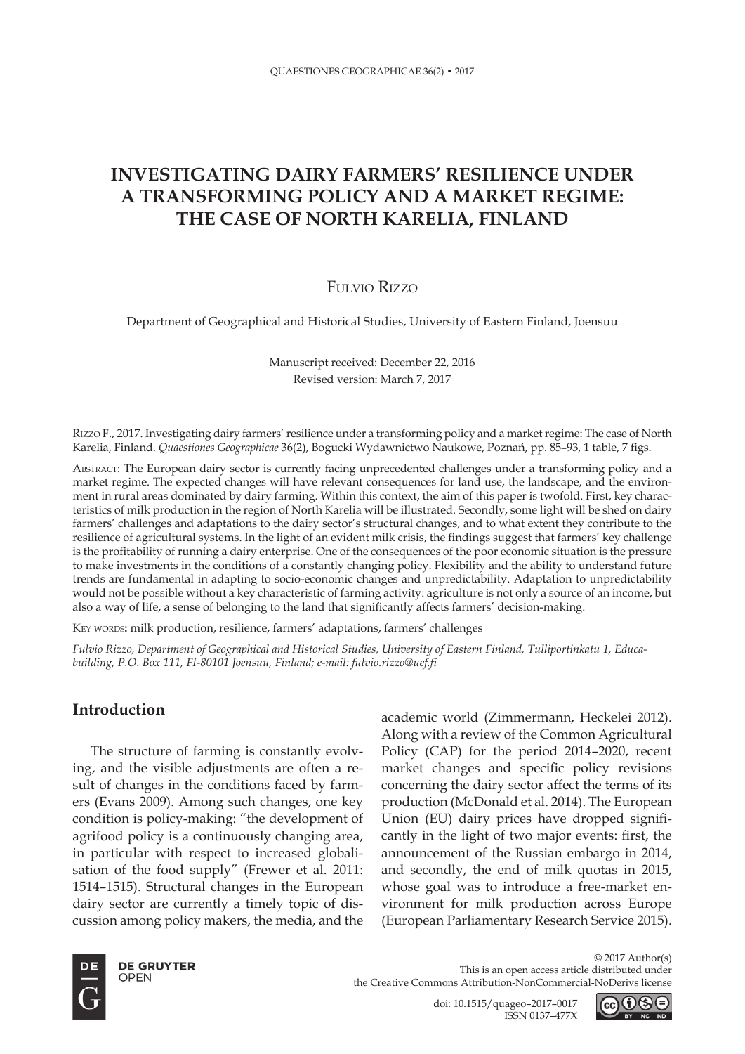# INVESTIGATING DAIRY FARMERS' RESILIENCE UNDER A TRANSFORMING POLICY AND A MARKET REGIME: THE CASE OF NORTH KARELIA, FINLAND

Fulvio Rizzo

Department of Geographical and Historical Studies, University of Eastern Finland, Joensuu

Manuscript received: December 22, 2016
Revised version: March 7, 2017

Rizzo F., 2017. Investigating dairy farmers' resilience under a transforming policy and a market regime: The case of North Karelia, Finland. *Quaestiones Geographicae* 36(2), Bogucki Wydawnictwo Naukowe, Poznań, pp. 85–93, 1 table, 7 figs.

Abstract: The European dairy sector is currently facing unprecedented challenges under a transforming policy and a market regime. The expected changes will have relevant consequences for land use, the landscape, and the environment in rural areas dominated by dairy farming. Within this context, the aim of this paper is twofold. First, key characteristics of milk production in the region of North Karelia will be illustrated. Secondly, some light will be shed on dairy farmers' challenges and adaptations to the dairy sector's structural changes, and to what extent they contribute to the resilience of agricultural systems. In the light of an evident milk crisis, the findings suggest that farmers' key challenge is the profitability of running a dairy enterprise. One of the consequences of the poor economic situation is the pressure to make investments in the conditions of a constantly changing policy. Flexibility and the ability to understand future trends are fundamental in adapting to socio-economic changes and unpredictability. Adaptation to unpredictability would not be possible without a key characteristic of farming activity: agriculture is not only a source of an income, but also a way of life, a sense of belonging to the land that significantly affects farmers' decision-making.

Key words: milk production, resilience, farmers' adaptations, farmers' challenges

*Fulvio Rizzo, Department of Geographical and Historical Studies, University of Eastern Finland, Tulliportinkatu 1, Educa-building, P.O. Box 111, FI-80101 Joensuu, Finland; e-mail: fulvio.rizzo@uef.fi*

## Introduction

The structure of farming is constantly evolving, and the visible adjustments are often a result of changes in the conditions faced by farmers (Evans 2009). Among such changes, one key condition is policy-making: "the development of agrifood policy is a continuously changing area, in particular with respect to increased globalisation of the food supply" (Frewer et al. 2011: 1514–1515). Structural changes in the European dairy sector are currently a timely topic of discussion among policy makers, the media, and the academic world (Zimmermann, Heckelei 2012). Along with a review of the Common Agricultural Policy (CAP) for the period 2014–2020, recent market changes and specific policy revisions concerning the dairy sector affect the terms of its production (McDonald et al. 2014). The European Union (EU) dairy prices have dropped significantly in the light of two major events: first, the announcement of the Russian embargo in 2014, and secondly, the end of milk quotas in 2015, whose goal was to introduce a free-market environment for milk production across Europe (European Parliamentary Research Service 2015).

© 2017 Author(s)
This is an open access article distributed under the Creative Commons Attribution-NonCommercial-NoDerivs license

doi: 10.1515/quageo–2017–0017
ISSN 0137–477X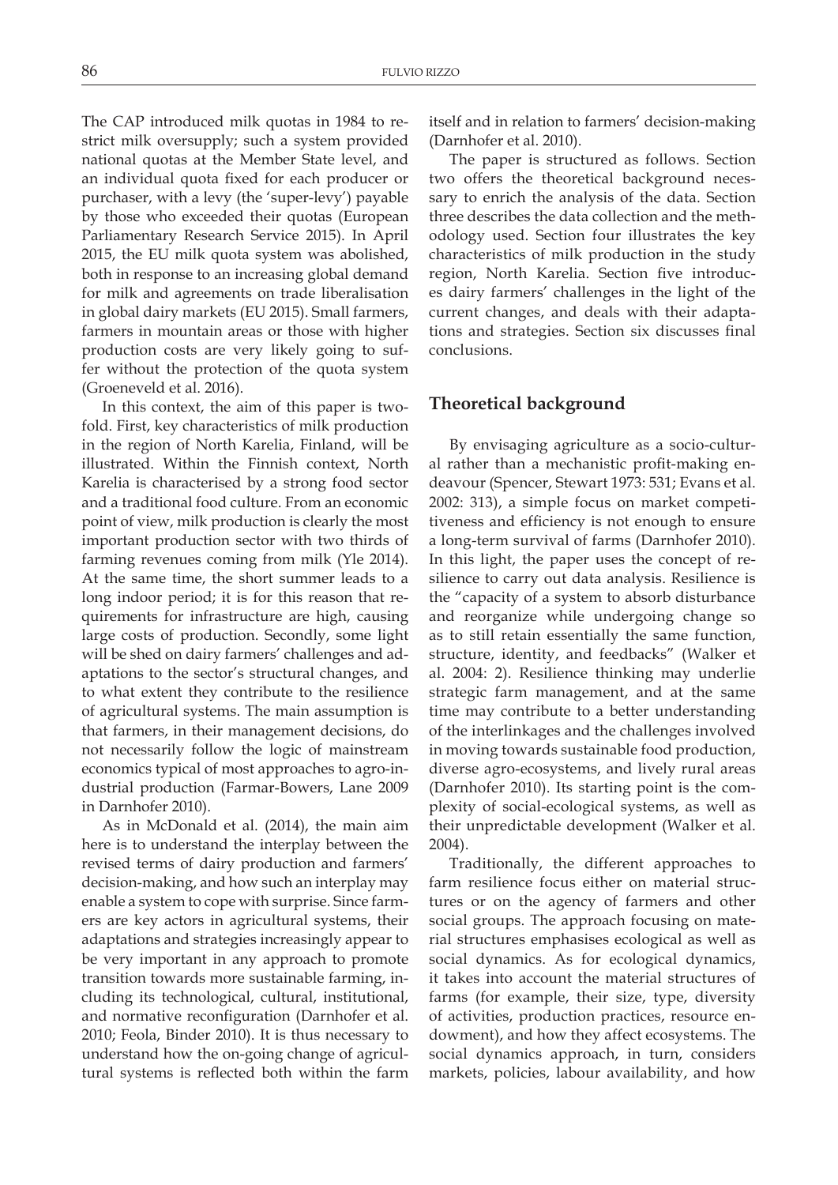The CAP introduced milk quotas in 1984 to restrict milk oversupply; such a system provided national quotas at the Member State level, and an individual quota fixed for each producer or purchaser, with a levy (the 'super-levy') payable by those who exceeded their quotas (European Parliamentary Research Service 2015). In April 2015, the EU milk quota system was abolished, both in response to an increasing global demand for milk and agreements on trade liberalisation in global dairy markets (EU 2015). Small farmers, farmers in mountain areas or those with higher production costs are very likely going to suffer without the protection of the quota system (Groeneveld et al. 2016).

In this context, the aim of this paper is twofold. First, key characteristics of milk production in the region of North Karelia, Finland, will be illustrated. Within the Finnish context, North Karelia is characterised by a strong food sector and a traditional food culture. From an economic point of view, milk production is clearly the most important production sector with two thirds of farming revenues coming from milk (Yle 2014). At the same time, the short summer leads to a long indoor period; it is for this reason that requirements for infrastructure are high, causing large costs of production. Secondly, some light will be shed on dairy farmers' challenges and adaptations to the sector's structural changes, and to what extent they contribute to the resilience of agricultural systems. The main assumption is that farmers, in their management decisions, do not necessarily follow the logic of mainstream economics typical of most approaches to agro-industrial production (Farmar-Bowers, Lane 2009 in Darnhofer 2010).

As in McDonald et al. (2014), the main aim here is to understand the interplay between the revised terms of dairy production and farmers' decision-making, and how such an interplay may enable a system to cope with surprise. Since farmers are key actors in agricultural systems, their adaptations and strategies increasingly appear to be very important in any approach to promote transition towards more sustainable farming, including its technological, cultural, institutional, and normative reconfiguration (Darnhofer et al. 2010; Feola, Binder 2010). It is thus necessary to understand how the on-going change of agricultural systems is reflected both within the farm itself and in relation to farmers' decision-making (Darnhofer et al. 2010).

The paper is structured as follows. Section two offers the theoretical background necessary to enrich the analysis of the data. Section three describes the data collection and the methodology used. Section four illustrates the key characteristics of milk production in the study region, North Karelia. Section five introduces dairy farmers' challenges in the light of the current changes, and deals with their adaptations and strategies. Section six discusses final conclusions.

## Theoretical background

By envisaging agriculture as a socio-cultural rather than a mechanistic profit-making endeavour (Spencer, Stewart 1973: 531; Evans et al. 2002: 313), a simple focus on market competitiveness and efficiency is not enough to ensure a long-term survival of farms (Darnhofer 2010). In this light, the paper uses the concept of resilience to carry out data analysis. Resilience is the "capacity of a system to absorb disturbance and reorganize while undergoing change so as to still retain essentially the same function, structure, identity, and feedbacks" (Walker et al. 2004: 2). Resilience thinking may underlie strategic farm management, and at the same time may contribute to a better understanding of the interlinkages and the challenges involved in moving towards sustainable food production, diverse agro-ecosystems, and lively rural areas (Darnhofer 2010). Its starting point is the complexity of social-ecological systems, as well as their unpredictable development (Walker et al. 2004).

Traditionally, the different approaches to farm resilience focus either on material structures or on the agency of farmers and other social groups. The approach focusing on material structures emphasises ecological as well as social dynamics. As for ecological dynamics, it takes into account the material structures of farms (for example, their size, type, diversity of activities, production practices, resource endowment), and how they affect ecosystems. The social dynamics approach, in turn, considers markets, policies, labour availability, and how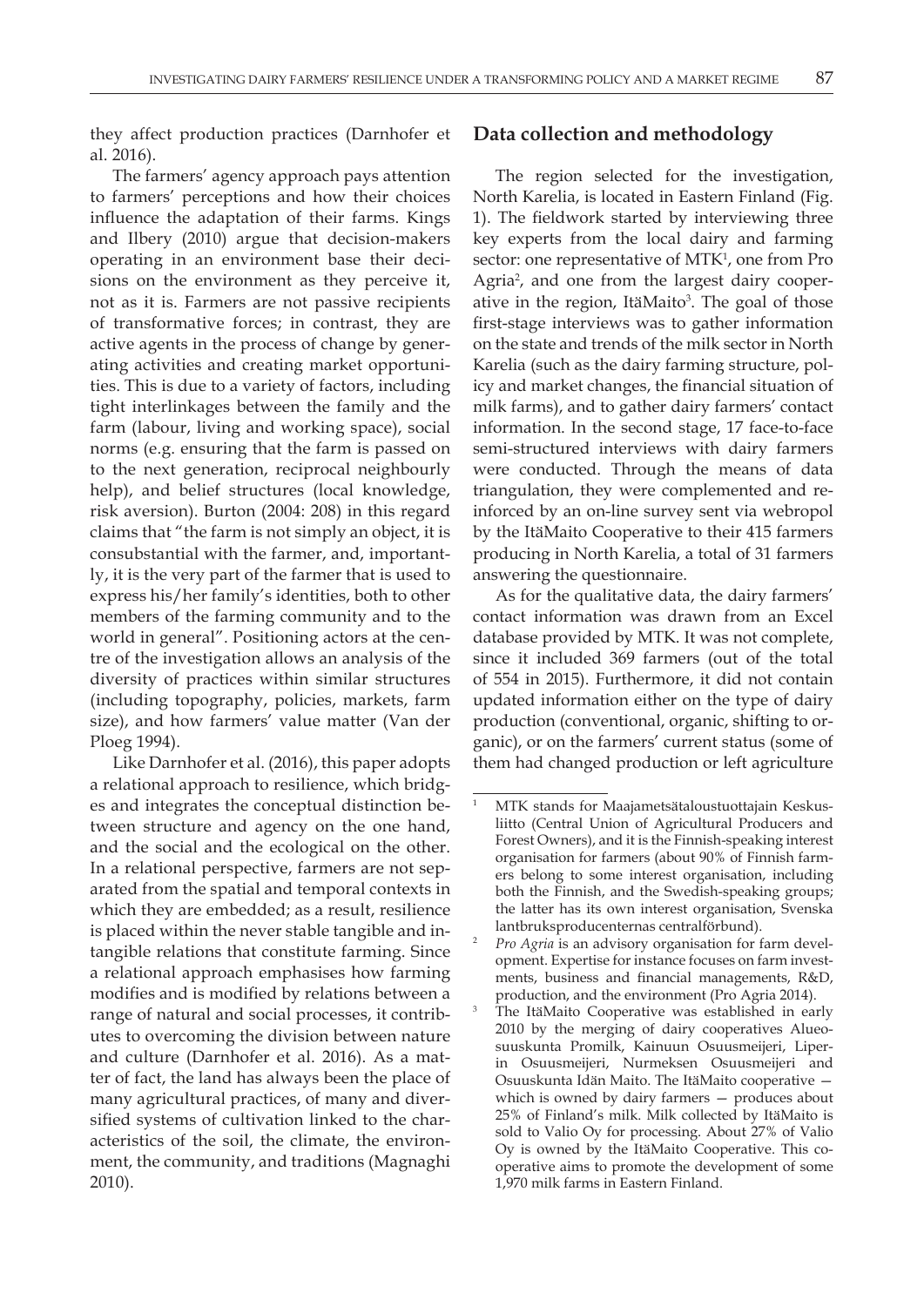they affect production practices (Darnhofer et al. 2016).

The farmers' agency approach pays attention to farmers' perceptions and how their choices influence the adaptation of their farms. Kings and Ilbery (2010) argue that decision-makers operating in an environment base their decisions on the environment as they perceive it, not as it is. Farmers are not passive recipients of transformative forces; in contrast, they are active agents in the process of change by generating activities and creating market opportunities. This is due to a variety of factors, including tight interlinkages between the family and the farm (labour, living and working space), social norms (e.g. ensuring that the farm is passed on to the next generation, reciprocal neighbourly help), and belief structures (local knowledge, risk aversion). Burton (2004: 208) in this regard claims that "the farm is not simply an object, it is consubstantial with the farmer, and, importantly, it is the very part of the farmer that is used to express his/her family's identities, both to other members of the farming community and to the world in general". Positioning actors at the centre of the investigation allows an analysis of the diversity of practices within similar structures (including topography, policies, markets, farm size), and how farmers' value matter (Van der Ploeg 1994).

Like Darnhofer et al. (2016), this paper adopts a relational approach to resilience, which bridges and integrates the conceptual distinction between structure and agency on the one hand, and the social and the ecological on the other. In a relational perspective, farmers are not separated from the spatial and temporal contexts in which they are embedded; as a result, resilience is placed within the never stable tangible and intangible relations that constitute farming. Since a relational approach emphasises how farming modifies and is modified by relations between a range of natural and social processes, it contributes to overcoming the division between nature and culture (Darnhofer et al. 2016). As a matter of fact, the land has always been the place of many agricultural practices, of many and diversified systems of cultivation linked to the characteristics of the soil, the climate, the environment, the community, and traditions (Magnaghi 2010).

## Data collection and methodology

The region selected for the investigation, North Karelia, is located in Eastern Finland (Fig. 1). The fieldwork started by interviewing three key experts from the local dairy and farming sector: one representative of MTK[1], one from Pro Agria[2], and one from the largest dairy cooperative in the region, ItäMaito[3]. The goal of those first-stage interviews was to gather information on the state and trends of the milk sector in North Karelia (such as the dairy farming structure, policy and market changes, the financial situation of milk farms), and to gather dairy farmers' contact information. In the second stage, 17 face-to-face semi-structured interviews with dairy farmers were conducted. Through the means of data triangulation, they were complemented and reinforced by an on-line survey sent via webropol by the ItäMaito Cooperative to their 415 farmers producing in North Karelia, a total of 31 farmers answering the questionnaire.

As for the qualitative data, the dairy farmers' contact information was drawn from an Excel database provided by MTK. It was not complete, since it included 369 farmers (out of the total of 554 in 2015). Furthermore, it did not contain updated information either on the type of dairy production (conventional, organic, shifting to organic), or on the farmers' current status (some of them had changed production or left agriculture

---

[1] MTK stands for Maajametsätaloustuottajain Keskusliitto (Central Union of Agricultural Producers and Forest Owners), and it is the Finnish-speaking interest organisation for farmers (about 90% of Finnish farmers belong to some interest organisation, including both the Finnish, and the Swedish-speaking groups; the latter has its own interest organisation, Svenska lantbruksproducenternas centralförbund).

[2] *Pro Agria* is an advisory organisation for farm development. Expertise for instance focuses on farm investments, business and financial managements, R&D, production, and the environment (Pro Agria 2014).

[3] The ItäMaito Cooperative was established in early 2010 by the merging of dairy cooperatives Alueosuuskunta Promilk, Kainuun Osuusmeijeri, Liperin Osuusmeijeri, Nurmeksen Osuusmeijeri and Osuuskunta Idän Maito. The ItäMaito cooperative — which is owned by dairy farmers — produces about 25% of Finland's milk. Milk collected by ItäMaito is sold to Valio Oy for processing. About 27% of Valio Oy is owned by the ItäMaito Cooperative. This cooperative aims to promote the development of some 1,970 milk farms in Eastern Finland.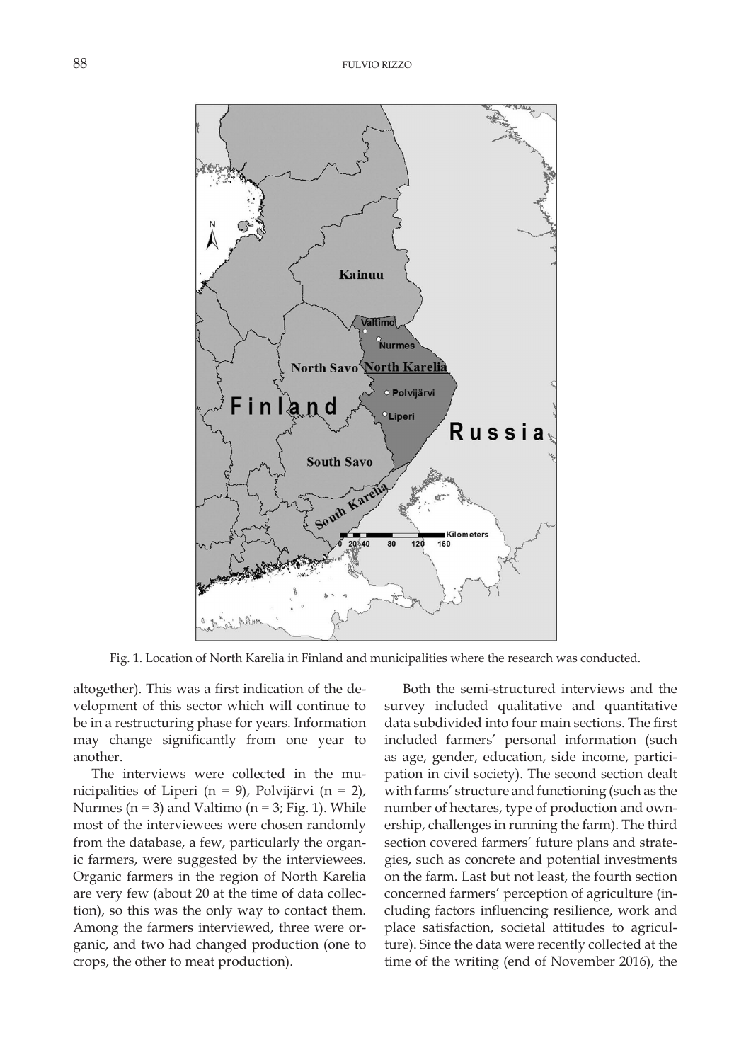Fig. 1. Location of North Karelia in Finland and municipalities where the research was conducted.

altogether). This was a first indication of the development of this sector which will continue to be in a restructuring phase for years. Information may change significantly from one year to another.

The interviews were collected in the municipalities of Liperi (n = 9), Polvijärvi (n = 2), Nurmes (n = 3) and Valtimo (n = 3; Fig. 1). While most of the interviewees were chosen randomly from the database, a few, particularly the organic farmers, were suggested by the interviewees. Organic farmers in the region of North Karelia are very few (about 20 at the time of data collection), so this was the only way to contact them. Among the farmers interviewed, three were organic, and two had changed production (one to crops, the other to meat production).

Both the semi-structured interviews and the survey included qualitative and quantitative data subdivided into four main sections. The first included farmers' personal information (such as age, gender, education, side income, participation in civil society). The second section dealt with farms' structure and functioning (such as the number of hectares, type of production and ownership, challenges in running the farm). The third section covered farmers' future plans and strategies, such as concrete and potential investments on the farm. Last but not least, the fourth section concerned farmers' perception of agriculture (including factors influencing resilience, work and place satisfaction, societal attitudes to agriculture). Since the data were recently collected at the time of the writing (end of November 2016), the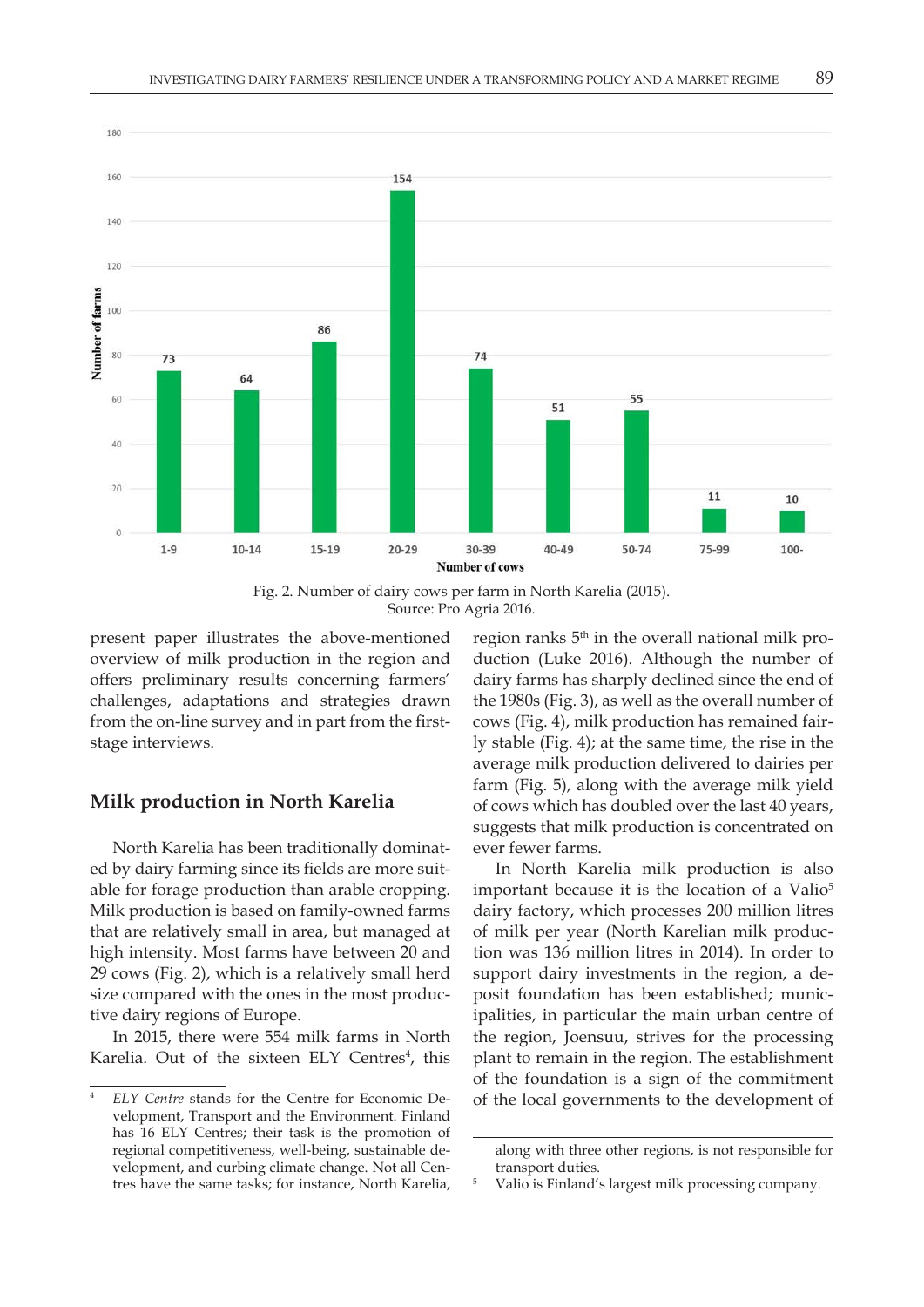Fig. 2. Number of dairy cows per farm in North Karelia (2015).
Source: Pro Agria 2016.

present paper illustrates the above-mentioned overview of milk production in the region and offers preliminary results concerning farmers' challenges, adaptations and strategies drawn from the on-line survey and in part from the first-stage interviews.

## Milk production in North Karelia

North Karelia has been traditionally dominated by dairy farming since its fields are more suitable for forage production than arable cropping. Milk production is based on family-owned farms that are relatively small in area, but managed at high intensity. Most farms have between 20 and 29 cows (Fig. 2), which is a relatively small herd size compared with the ones in the most productive dairy regions of Europe.

In 2015, there were 554 milk farms in North Karelia. Out of the sixteen ELY Centres[4], this region ranks 5th in the overall national milk production (Luke 2016). Although the number of dairy farms has sharply declined since the end of the 1980s (Fig. 3), as well as the overall number of cows (Fig. 4), milk production has remained fairly stable (Fig. 4); at the same time, the rise in the average milk production delivered to dairies per farm (Fig. 5), along with the average milk yield of cows which has doubled over the last 40 years, suggests that milk production is concentrated on ever fewer farms.

In North Karelia milk production is also important because it is the location of a Valio[5] dairy factory, which processes 200 million litres of milk per year (North Karelian milk production was 136 million litres in 2014). In order to support dairy investments in the region, a deposit foundation has been established; municipalities, in particular the main urban centre of the region, Joensuu, strives for the processing plant to remain in the region. The establishment of the foundation is a sign of the commitment of the local governments to the development of

[4] *ELY Centre* stands for the Centre for Economic Development, Transport and the Environment. Finland has 16 ELY Centres; their task is the promotion of regional competitiveness, well-being, sustainable development, and curbing climate change. Not all Centres have the same tasks; for instance, North Karelia, along with three other regions, is not responsible for transport duties.

[5] Valio is Finland's largest milk processing company.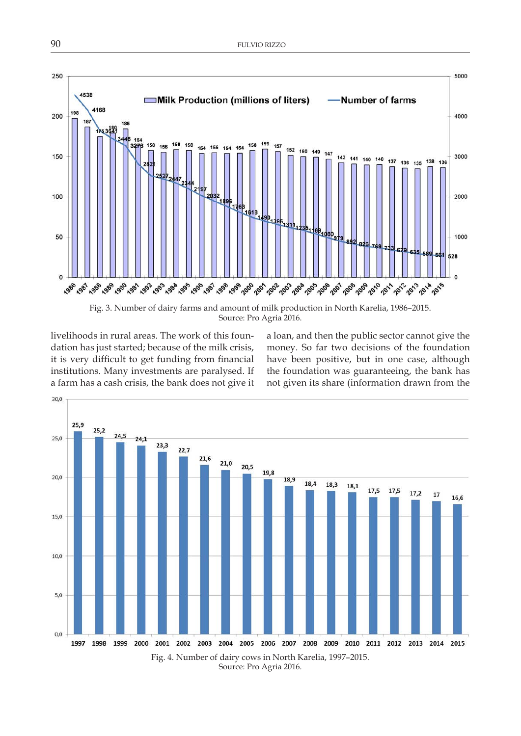Fig. 3. Number of dairy farms and amount of milk production in North Karelia, 1986–2015.
Source: Pro Agria 2016.

livelihoods in rural areas. The work of this foundation has just started; because of the milk crisis, it is very difficult to get funding from financial institutions. Many investments are paralysed. If a farm has a cash crisis, the bank does not give it a loan, and then the public sector cannot give the money. So far two decisions of the foundation have been positive, but in one case, although the foundation was guaranteeing, the bank has not given its share (information drawn from the

Fig. 4. Number of dairy cows in North Karelia, 1997–2015.
Source: Pro Agria 2016.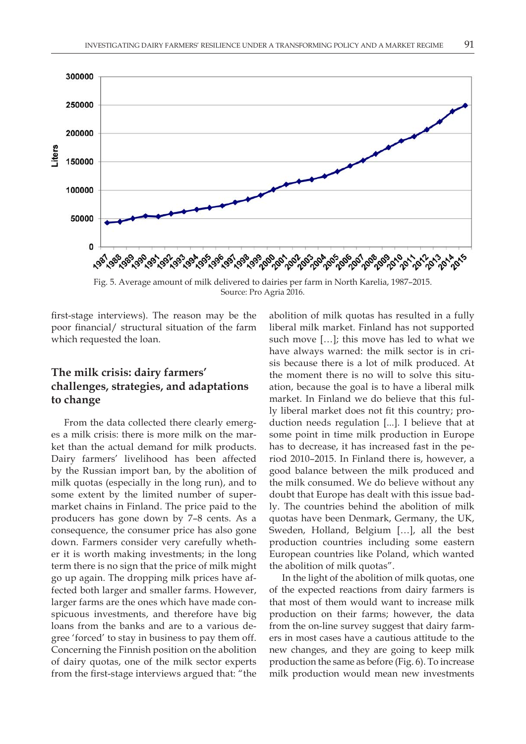Fig. 5. Average amount of milk delivered to dairies per farm in North Karelia, 1987–2015. Source: Pro Agria 2016.

first-stage interviews). The reason may be the poor financial/ structural situation of the farm which requested the loan.

## The milk crisis: dairy farmers' challenges, strategies, and adaptations to change

From the data collected there clearly emerges a milk crisis: there is more milk on the market than the actual demand for milk products. Dairy farmers' livelihood has been affected by the Russian import ban, by the abolition of milk quotas (especially in the long run), and to some extent by the limited number of supermarket chains in Finland. The price paid to the producers has gone down by 7–8 cents. As a consequence, the consumer price has also gone down. Farmers consider very carefully whether it is worth making investments; in the long term there is no sign that the price of milk might go up again. The dropping milk prices have affected both larger and smaller farms. However, larger farms are the ones which have made conspicuous investments, and therefore have big loans from the banks and are to a various degree 'forced' to stay in business to pay them off. Concerning the Finnish position on the abolition of dairy quotas, one of the milk sector experts from the first-stage interviews argued that: "the abolition of milk quotas has resulted in a fully liberal milk market. Finland has not supported such move […]; this move has led to what we have always warned: the milk sector is in crisis because there is a lot of milk produced. At the moment there is no will to solve this situation, because the goal is to have a liberal milk market. In Finland we do believe that this fully liberal market does not fit this country; production needs regulation [...]. I believe that at some point in time milk production in Europe has to decrease, it has increased fast in the period 2010–2015. In Finland there is, however, a good balance between the milk produced and the milk consumed. We do believe without any doubt that Europe has dealt with this issue badly. The countries behind the abolition of milk quotas have been Denmark, Germany, the UK, Sweden, Holland, Belgium […], all the best production countries including some eastern European countries like Poland, which wanted the abolition of milk quotas".

In the light of the abolition of milk quotas, one of the expected reactions from dairy farmers is that most of them would want to increase milk production on their farms; however, the data from the on-line survey suggest that dairy farmers in most cases have a cautious attitude to the new changes, and they are going to keep milk production the same as before (Fig. 6). To increase milk production would mean new investments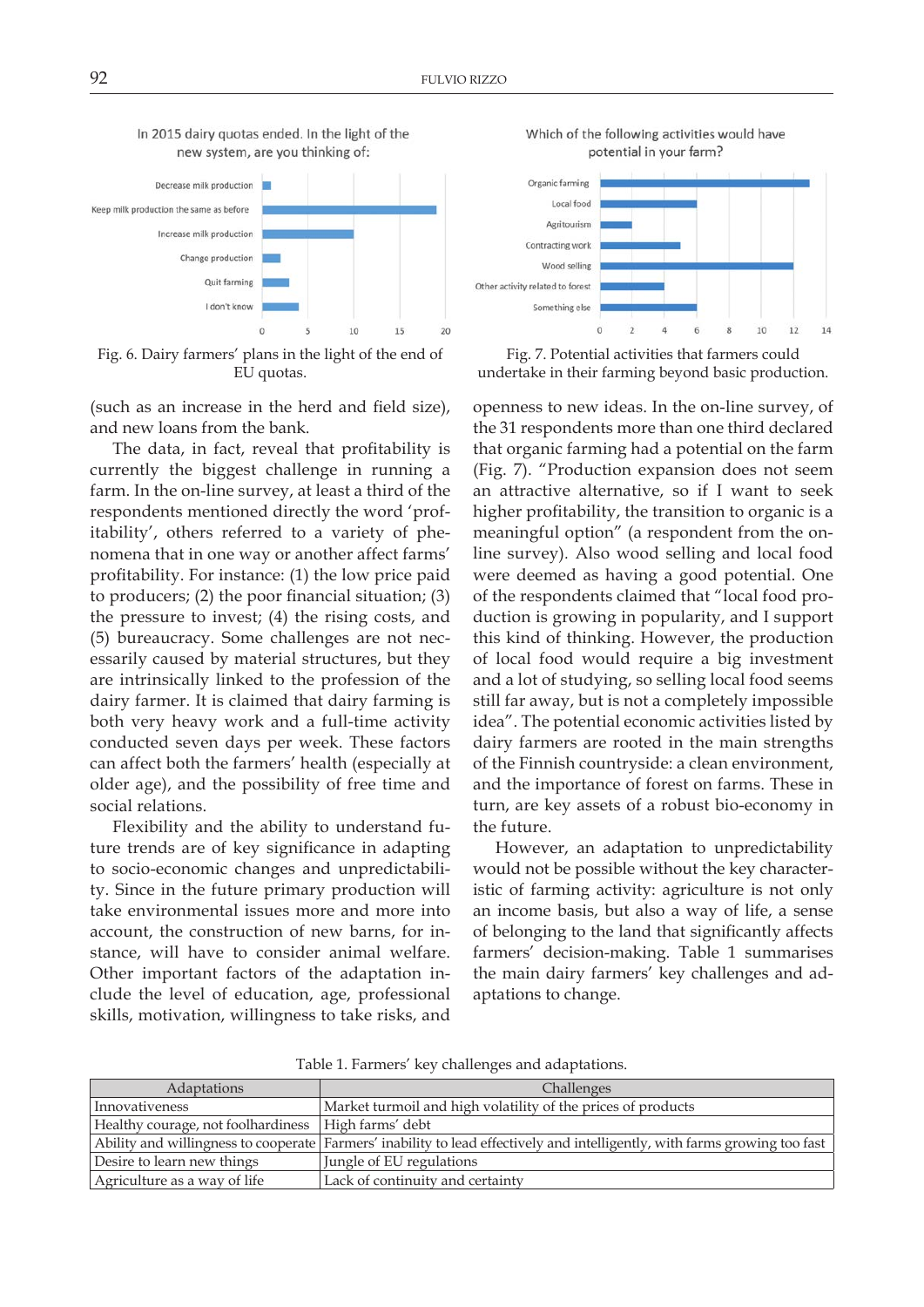In 2015 dairy quotas ended. In the light of the new system, are you thinking of:

Fig. 6. Dairy farmers' plans in the light of the end of EU quotas.

Which of the following activities would have potential in your farm?

Fig. 7. Potential activities that farmers could undertake in their farming beyond basic production.

(such as an increase in the herd and field size), and new loans from the bank.

The data, in fact, reveal that profitability is currently the biggest challenge in running a farm. In the on-line survey, at least a third of the respondents mentioned directly the word 'profitability', others referred to a variety of phenomena that in one way or another affect farms' profitability. For instance: (1) the low price paid to producers; (2) the poor financial situation; (3) the pressure to invest; (4) the rising costs, and (5) bureaucracy. Some challenges are not necessarily caused by material structures, but they are intrinsically linked to the profession of the dairy farmer. It is claimed that dairy farming is both very heavy work and a full-time activity conducted seven days per week. These factors can affect both the farmers' health (especially at older age), and the possibility of free time and social relations.

Flexibility and the ability to understand future trends are of key significance in adapting to socio-economic changes and unpredictability. Since in the future primary production will take environmental issues more and more into account, the construction of new barns, for instance, will have to consider animal welfare. Other important factors of the adaptation include the level of education, age, professional skills, motivation, willingness to take risks, and openness to new ideas. In the on-line survey, of the 31 respondents more than one third declared that organic farming had a potential on the farm (Fig. 7). "Production expansion does not seem an attractive alternative, so if I want to seek higher profitability, the transition to organic is a meaningful option" (a respondent from the on-line survey). Also wood selling and local food were deemed as having a good potential. One of the respondents claimed that "local food production is growing in popularity, and I support this kind of thinking. However, the production of local food would require a big investment and a lot of studying, so selling local food seems still far away, but is not a completely impossible idea". The potential economic activities listed by dairy farmers are rooted in the main strengths of the Finnish countryside: a clean environment, and the importance of forest on farms. These in turn, are key assets of a robust bio-economy in the future.

However, an adaptation to unpredictability would not be possible without the key characteristic of farming activity: agriculture is not only an income basis, but also a way of life, a sense of belonging to the land that significantly affects farmers' decision-making. Table 1 summarises the main dairy farmers' key challenges and adaptations to change.

Table 1. Farmers' key challenges and adaptations.

| Adaptations | Challenges |
|---|---|
| Innovativeness | Market turmoil and high volatility of the prices of products |
| Healthy courage, not foolhardiness | High farms' debt |
| Ability and willingness to cooperate | Farmers' inability to lead effectively and intelligently, with farms growing too fast |
| Desire to learn new things | Jungle of EU regulations |
| Agriculture as a way of life | Lack of continuity and certainty |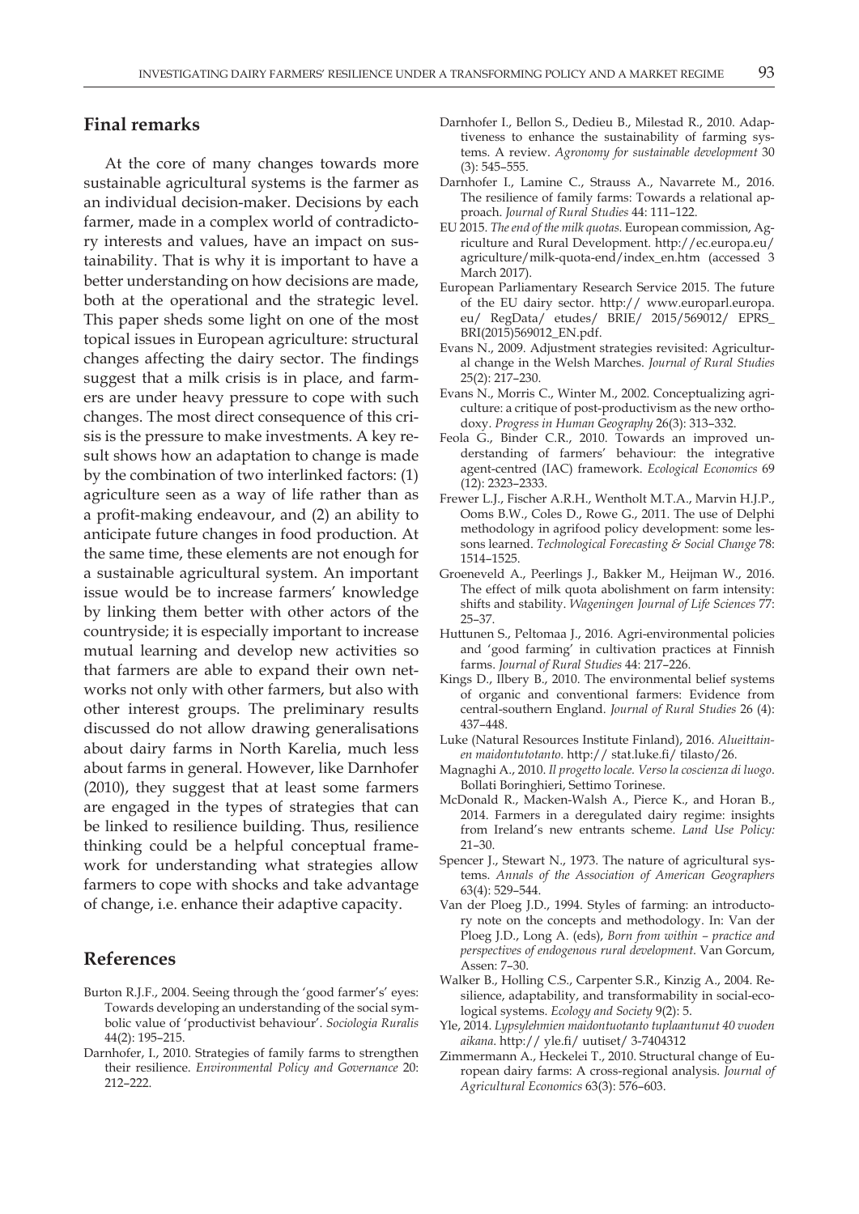## Final remarks

At the core of many changes towards more sustainable agricultural systems is the farmer as an individual decision-maker. Decisions by each farmer, made in a complex world of contradictory interests and values, have an impact on sustainability. That is why it is important to have a better understanding on how decisions are made, both at the operational and the strategic level. This paper sheds some light on one of the most topical issues in European agriculture: structural changes affecting the dairy sector. The findings suggest that a milk crisis is in place, and farmers are under heavy pressure to cope with such changes. The most direct consequence of this crisis is the pressure to make investments. A key result shows how an adaptation to change is made by the combination of two interlinked factors: (1) agriculture seen as a way of life rather than as a profit-making endeavour, and (2) an ability to anticipate future changes in food production. At the same time, these elements are not enough for a sustainable agricultural system. An important issue would be to increase farmers' knowledge by linking them better with other actors of the countryside; it is especially important to increase mutual learning and develop new activities so that farmers are able to expand their own networks not only with other farmers, but also with other interest groups. The preliminary results discussed do not allow drawing generalisations about dairy farms in North Karelia, much less about farms in general. However, like Darnhofer (2010), they suggest that at least some farmers are engaged in the types of strategies that can be linked to resilience building. Thus, resilience thinking could be a helpful conceptual framework for understanding what strategies allow farmers to cope with shocks and take advantage of change, i.e. enhance their adaptive capacity.

## References

Burton R.J.F., 2004. Seeing through the 'good farmer's' eyes: Towards developing an understanding of the social symbolic value of 'productivist behaviour'. *Sociologia Ruralis* 44(2): 195–215.

Darnhofer, I., 2010. Strategies of family farms to strengthen their resilience. *Environmental Policy and Governance* 20: 212–222.

Darnhofer I., Bellon S., Dedieu B., Milestad R., 2010. Adaptiveness to enhance the sustainability of farming systems. A review. *Agronomy for sustainable development* 30 (3): 545–555.

Darnhofer I., Lamine C., Strauss A., Navarrete M., 2016. The resilience of family farms: Towards a relational approach. *Journal of Rural Studies* 44: 111–122.

EU 2015. *The end of the milk quotas.* European commission, Agriculture and Rural Development. http://ec.europa.eu/agriculture/milk-quota-end/index_en.htm (accessed 3 March 2017).

European Parliamentary Research Service 2015. The future of the EU dairy sector. http:// www.europarl.europa.eu/ RegData/ etudes/ BRIE/ 2015/569012/ EPRS_BRI(2015)569012_EN.pdf.

Evans N., 2009. Adjustment strategies revisited: Agricultural change in the Welsh Marches. *Journal of Rural Studies* 25(2): 217–230.

Evans N., Morris C., Winter M., 2002. Conceptualizing agriculture: a critique of post-productivism as the new orthodoxy. *Progress in Human Geography* 26(3): 313–332.

Feola G., Binder C.R., 2010. Towards an improved understanding of farmers' behaviour: the integrative agent-centred (IAC) framework. *Ecological Economics* 69 (12): 2323–2333.

Frewer L.J., Fischer A.R.H., Wentholt M.T.A., Marvin H.J.P., Ooms B.W., Coles D., Rowe G., 2011. The use of Delphi methodology in agrifood policy development: some lessons learned. *Technological Forecasting & Social Change* 78: 1514–1525.

Groeneveld A., Peerlings J., Bakker M., Heijman W., 2016. The effect of milk quota abolishment on farm intensity: shifts and stability. *Wageningen Journal of Life Sciences* 77: 25–37.

Huttunen S., Peltomaa J., 2016. Agri-environmental policies and 'good farming' in cultivation practices at Finnish farms. *Journal of Rural Studies* 44: 217–226.

Kings D., Ilbery B., 2010. The environmental belief systems of organic and conventional farmers: Evidence from central-southern England. *Journal of Rural Studies* 26 (4): 437–448.

Luke (Natural Resources Institute Finland), 2016. *Alueittainen maidontutotanto.* http:// stat.luke.fi/ tilasto/26.

Magnaghi A., 2010. *Il progetto locale. Verso la coscienza di luogo*. Bollati Boringhieri, Settimo Torinese.

McDonald R., Macken-Walsh A., Pierce K., and Horan B., 2014. Farmers in a deregulated dairy regime: insights from Ireland's new entrants scheme. *Land Use Policy:* 21–30.

Spencer J., Stewart N., 1973. The nature of agricultural systems. *Annals of the Association of American Geographers* 63(4): 529–544.

Van der Ploeg J.D., 1994. Styles of farming: an introductory note on the concepts and methodology. In: Van der Ploeg J.D., Long A. (eds), *Born from within – practice and perspectives of endogenous rural development*. Van Gorcum, Assen: 7–30.

Walker B., Holling C.S., Carpenter S.R., Kinzig A., 2004. Resilience, adaptability, and transformability in social-ecological systems. *Ecology and Society* 9(2): 5.

Yle, 2014. *Lypsylehmien maidontuotanto tuplaantunut 40 vuoden aikana.* http:// yle.fi/ uutiset/ 3-7404312

Zimmermann A., Heckelei T., 2010. Structural change of European dairy farms: A cross-regional analysis. *Journal of Agricultural Economics* 63(3): 576–603.